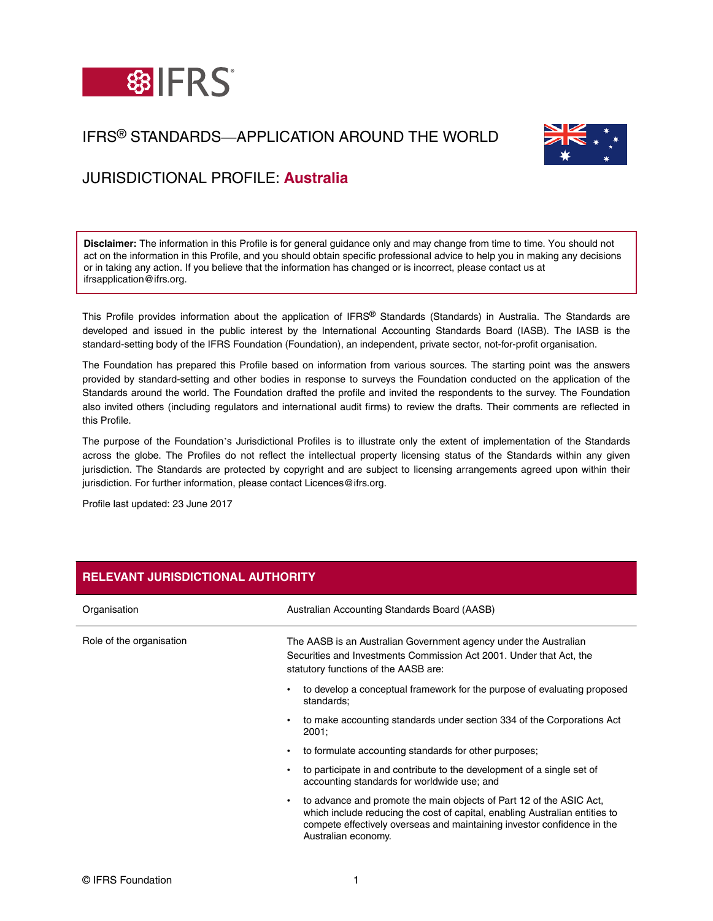# IFRS® STANDARDS—APPLICATION AROUND THE WORLD

## JURISDICTIONAL PROFILE: Australia

**Disclaimer:** The information in this Profile is for general guidance only and may change from time to time. You should not act on the information in this Profile, and you should obtain specific professional advice to help you in making any decisions or in taking any action. If you believe that the information has changed or is incorrect, please contact us at ifrsapplication@ifrs.org.

This Profile provides information about the application of IFRS® Standards (Standards) in Australia. The Standards are developed and issued in the public interest by the International Accounting Standards Board (IASB). The IASB is the standard-setting body of the IFRS Foundation (Foundation), an independent, private sector, not-for-profit organisation.

The Foundation has prepared this Profile based on information from various sources. The starting point was the answers provided by standard-setting and other bodies in response to surveys the Foundation conducted on the application of the Standards around the world. The Foundation drafted the profile and invited the respondents to the survey. The Foundation also invited others (including regulators and international audit firms) to review the drafts. Their comments are reflected in this Profile.

The purpose of the Foundation's Jurisdictional Profiles is to illustrate only the extent of implementation of the Standards across the globe. The Profiles do not reflect the intellectual property licensing status of the Standards within any given jurisdiction. The Standards are protected by copyright and are subject to licensing arrangements agreed upon within their jurisdiction. For further information, please contact Licences@ifrs.org.

Profile last updated: 23 June 2017

## RELEVANT JURISDICTIONAL AUTHORITY

| | |
|---|---|
| Organisation | Australian Accounting Standards Board (AASB) |
| Role of the organisation | The AASB is an Australian Government agency under the Australian Securities and Investments Commission Act 2001. Under that Act, the statutory functions of the AASB are:<br>• to develop a conceptual framework for the purpose of evaluating proposed standards;<br>• to make accounting standards under section 334 of the Corporations Act 2001;<br>• to formulate accounting standards for other purposes;<br>• to participate in and contribute to the development of a single set of accounting standards for worldwide use; and<br>• to advance and promote the main objects of Part 12 of the ASIC Act, which include reducing the cost of capital, enabling Australian entities to compete effectively overseas and maintaining investor confidence in the Australian economy. |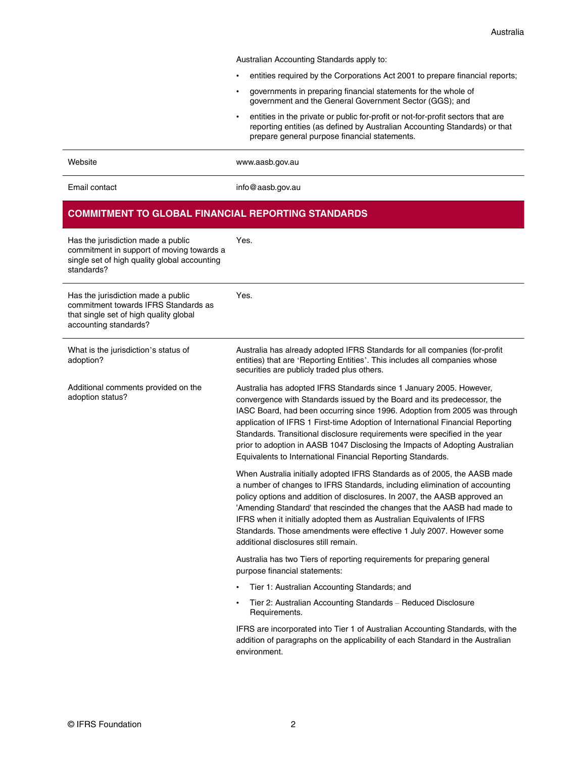| | |
|---|---|
| | Australian Accounting Standards apply to:<br>• entities required by the Corporations Act 2001 to prepare financial reports;<br>• governments in preparing financial statements for the whole of government and the General Government Sector (GGS); and<br>• entities in the private or public for-profit or not-for-profit sectors that are reporting entities (as defined by Australian Accounting Standards) or that prepare general purpose financial statements. |
| Website | www.aasb.gov.au |
| Email contact | info@aasb.gov.au |

## COMMITMENT TO GLOBAL FINANCIAL REPORTING STANDARDS

| | |
|---|---|
| Has the jurisdiction made a public commitment in support of moving towards a single set of high quality global accounting standards? | Yes. |
| Has the jurisdiction made a public commitment towards IFRS Standards as that single set of high quality global accounting standards? | Yes. |
| What is the jurisdiction's status of adoption? | Australia has already adopted IFRS Standards for all companies (for-profit entities) that are 'Reporting Entities'. This includes all companies whose securities are publicly traded plus others. |
| Additional comments provided on the adoption status? | Australia has adopted IFRS Standards since 1 January 2005. However, convergence with Standards issued by the Board and its predecessor, the IASC Board, had been occurring since 1996. Adoption from 2005 was through application of IFRS 1 First-time Adoption of International Financial Reporting Standards. Transitional disclosure requirements were specified in the year prior to adoption in AASB 1047 Disclosing the Impacts of Adopting Australian Equivalents to International Financial Reporting Standards.<br><br>When Australia initially adopted IFRS Standards as of 2005, the AASB made a number of changes to IFRS Standards, including elimination of accounting policy options and addition of disclosures. In 2007, the AASB approved an 'Amending Standard' that rescinded the changes that the AASB had made to IFRS when it initially adopted them as Australian Equivalents of IFRS Standards. Those amendments were effective 1 July 2007. However some additional disclosures still remain.<br><br>Australia has two Tiers of reporting requirements for preparing general purpose financial statements:<br>• Tier 1: Australian Accounting Standards; and<br>• Tier 2: Australian Accounting Standards – Reduced Disclosure Requirements.<br><br>IFRS are incorporated into Tier 1 of Australian Accounting Standards, with the addition of paragraphs on the applicability of each Standard in the Australian environment. |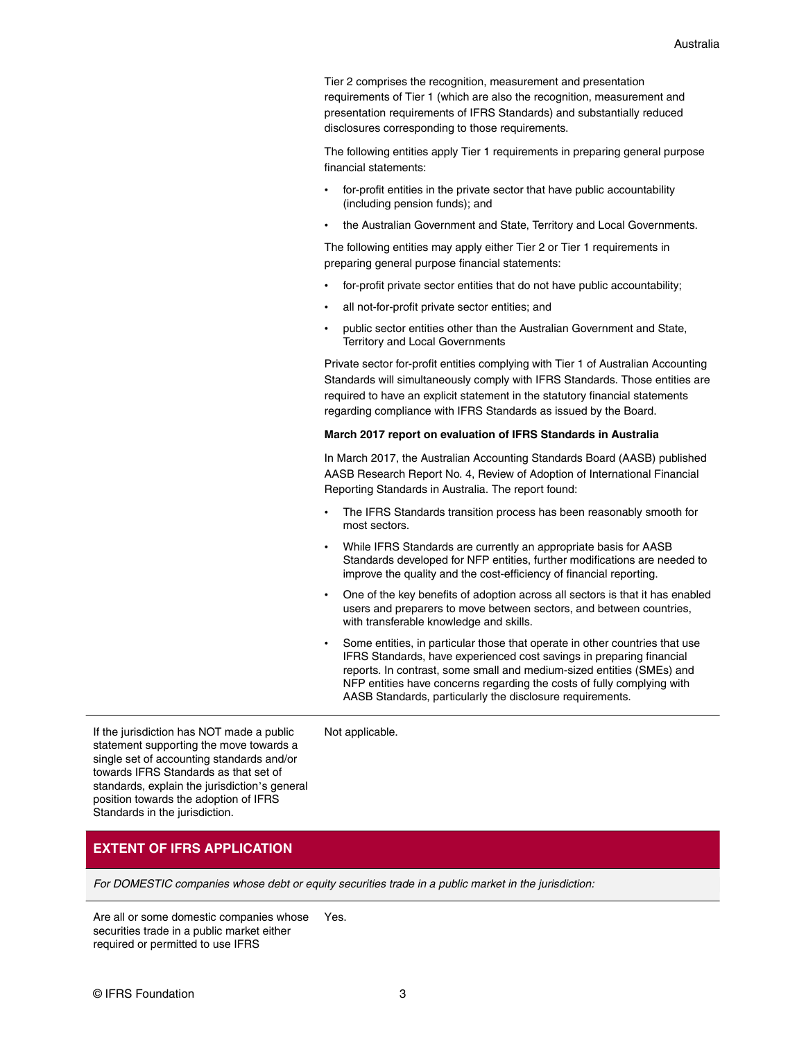Tier 2 comprises the recognition, measurement and presentation requirements of Tier 1 (which are also the recognition, measurement and presentation requirements of IFRS Standards) and substantially reduced disclosures corresponding to those requirements.

The following entities apply Tier 1 requirements in preparing general purpose financial statements:

- for-profit entities in the private sector that have public accountability (including pension funds); and
- the Australian Government and State, Territory and Local Governments.

The following entities may apply either Tier 2 or Tier 1 requirements in preparing general purpose financial statements:

- for-profit private sector entities that do not have public accountability;
- all not-for-profit private sector entities; and
- public sector entities other than the Australian Government and State, Territory and Local Governments

Private sector for-profit entities complying with Tier 1 of Australian Accounting Standards will simultaneously comply with IFRS Standards. Those entities are required to have an explicit statement in the statutory financial statements regarding compliance with IFRS Standards as issued by the Board.

**March 2017 report on evaluation of IFRS Standards in Australia**

In March 2017, the Australian Accounting Standards Board (AASB) published AASB Research Report No. 4, Review of Adoption of International Financial Reporting Standards in Australia. The report found:

- The IFRS Standards transition process has been reasonably smooth for most sectors.
- While IFRS Standards are currently an appropriate basis for AASB Standards developed for NFP entities, further modifications are needed to improve the quality and the cost-efficiency of financial reporting.
- One of the key benefits of adoption across all sectors is that it has enabled users and preparers to move between sectors, and between countries, with transferable knowledge and skills.
- Some entities, in particular those that operate in other countries that use IFRS Standards, have experienced cost savings in preparing financial reports. In contrast, some small and medium-sized entities (SMEs) and NFP entities have concerns regarding the costs of fully complying with AASB Standards, particularly the disclosure requirements.

| | |
|---|---|
| If the jurisdiction has NOT made a public statement supporting the move towards a single set of accounting standards and/or towards IFRS Standards as that set of standards, explain the jurisdiction's general position towards the adoption of IFRS Standards in the jurisdiction. | Not applicable. |

## EXTENT OF IFRS APPLICATION

*For DOMESTIC companies whose debt or equity securities trade in a public market in the jurisdiction:*

| | |
|---|---|
| Are all or some domestic companies whose securities trade in a public market either required or permitted to use IFRS | Yes. |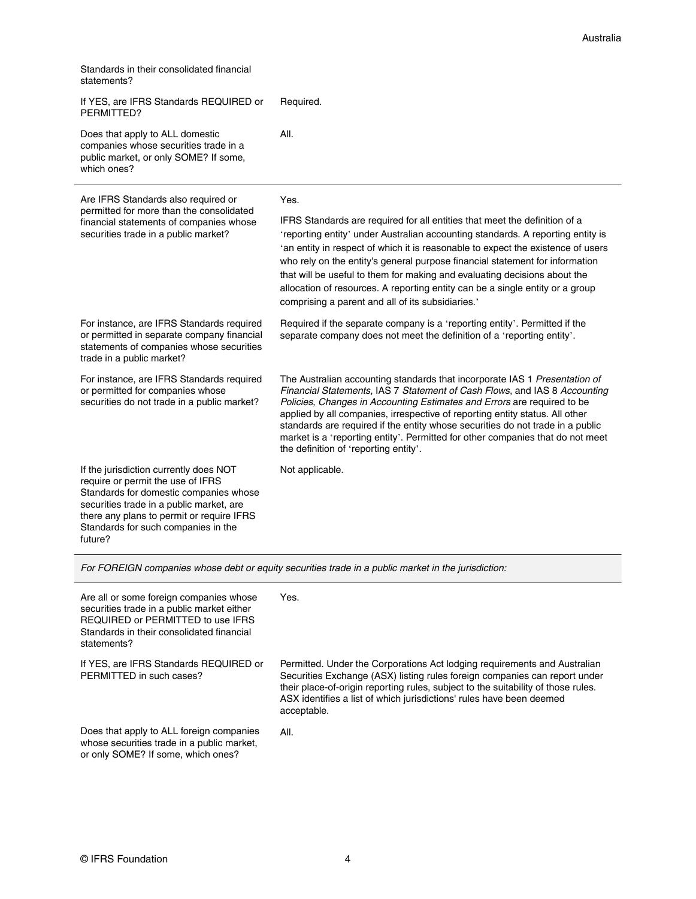| | |
|---|---|
| Standards in their consolidated financial statements? | |
| If YES, are IFRS Standards REQUIRED or PERMITTED? | Required. |
| Does that apply to ALL domestic companies whose securities trade in a public market, or only SOME? If some, which ones? | All. |
| Are IFRS Standards also required or permitted for more than the consolidated financial statements of companies whose securities trade in a public market? | Yes.<br><br>IFRS Standards are required for all entities that meet the definition of a 'reporting entity' under Australian accounting standards. A reporting entity is 'an entity in respect of which it is reasonable to expect the existence of users who rely on the entity's general purpose financial statement for information that will be useful to them for making and evaluating decisions about the allocation of resources. A reporting entity can be a single entity or a group comprising a parent and all of its subsidiaries.' |
| For instance, are IFRS Standards required or permitted in separate company financial statements of companies whose securities trade in a public market? | Required if the separate company is a 'reporting entity'. Permitted if the separate company does not meet the definition of a 'reporting entity'. |
| For instance, are IFRS Standards required or permitted for companies whose securities do not trade in a public market? | The Australian accounting standards that incorporate IAS 1 *Presentation of Financial Statements*, IAS 7 *Statement of Cash Flows*, and IAS 8 *Accounting Policies, Changes in Accounting Estimates and Errors* are required to be applied by all companies, irrespective of reporting entity status. All other standards are required if the entity whose securities do not trade in a public market is a 'reporting entity'. Permitted for other companies that do not meet the definition of 'reporting entity'. |
| If the jurisdiction currently does NOT require or permit the use of IFRS Standards for domestic companies whose securities trade in a public market, are there any plans to permit or require IFRS Standards for such companies in the future? | Not applicable. |

*For FOREIGN companies whose debt or equity securities trade in a public market in the jurisdiction:*

| | |
|---|---|
| Are all or some foreign companies whose securities trade in a public market either REQUIRED or PERMITTED to use IFRS Standards in their consolidated financial statements? | Yes. |
| If YES, are IFRS Standards REQUIRED or PERMITTED in such cases? | Permitted. Under the Corporations Act lodging requirements and Australian Securities Exchange (ASX) listing rules foreign companies can report under their place-of-origin reporting rules, subject to the suitability of those rules. ASX identifies a list of which jurisdictions' rules have been deemed acceptable. |
| Does that apply to ALL foreign companies whose securities trade in a public market, or only SOME? If some, which ones? | All. |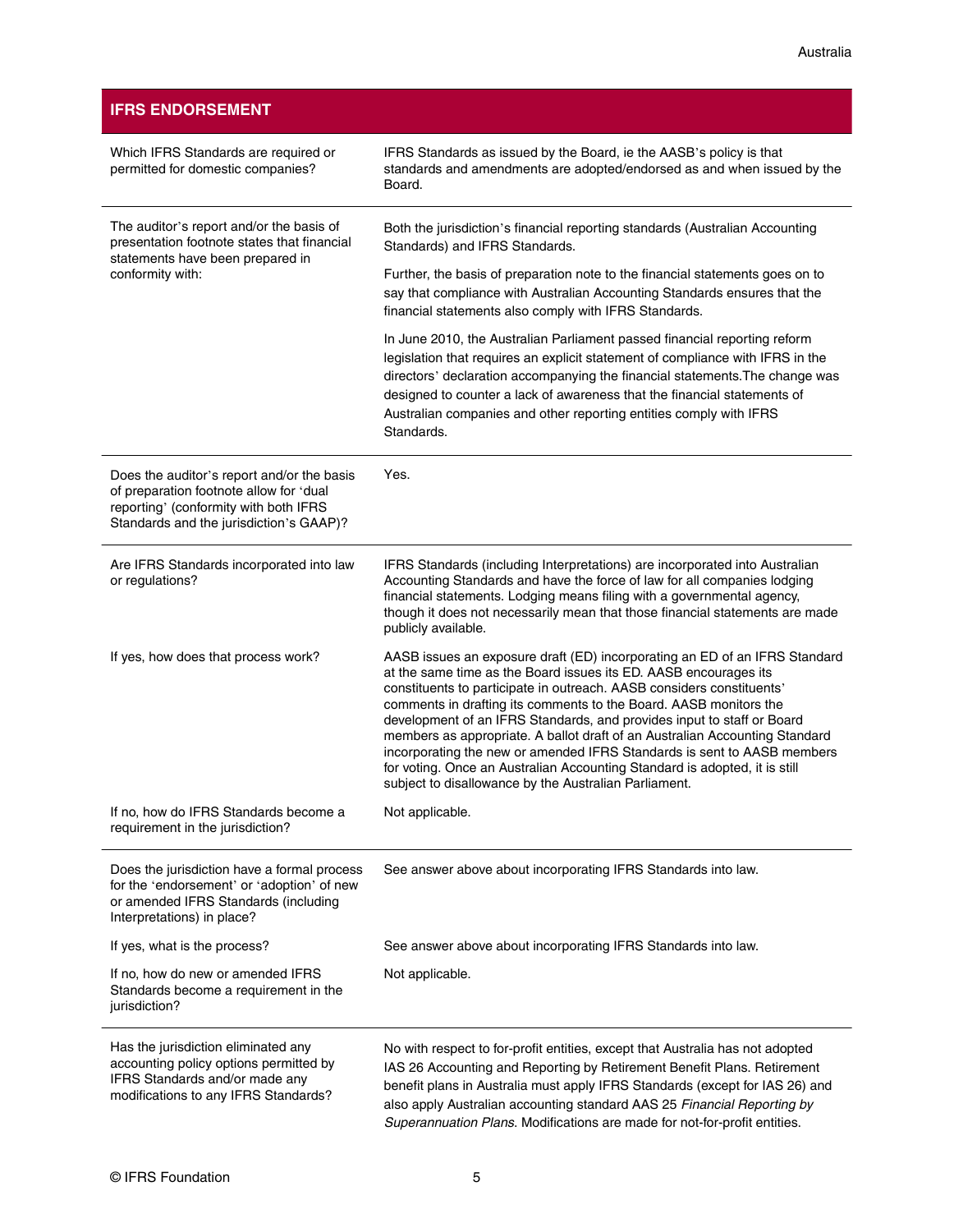## IFRS ENDORSEMENT

| | |
|---|---|
| Which IFRS Standards are required or permitted for domestic companies? | IFRS Standards as issued by the Board, ie the AASB's policy is that standards and amendments are adopted/endorsed as and when issued by the Board. |
| The auditor's report and/or the basis of presentation footnote states that financial statements have been prepared in conformity with: | Both the jurisdiction's financial reporting standards (Australian Accounting Standards) and IFRS Standards.<br><br>Further, the basis of preparation note to the financial statements goes on to say that compliance with Australian Accounting Standards ensures that the financial statements also comply with IFRS Standards.<br><br>In June 2010, the Australian Parliament passed financial reporting reform legislation that requires an explicit statement of compliance with IFRS in the directors' declaration accompanying the financial statements.The change was designed to counter a lack of awareness that the financial statements of Australian companies and other reporting entities comply with IFRS Standards. |
| Does the auditor's report and/or the basis of preparation footnote allow for 'dual reporting' (conformity with both IFRS Standards and the jurisdiction's GAAP)? | Yes. |
| Are IFRS Standards incorporated into law or regulations? | IFRS Standards (including Interpretations) are incorporated into Australian Accounting Standards and have the force of law for all companies lodging financial statements. Lodging means filing with a governmental agency, though it does not necessarily mean that those financial statements are made publicly available. |
| If yes, how does that process work? | AASB issues an exposure draft (ED) incorporating an ED of an IFRS Standard at the same time as the Board issues its ED. AASB encourages its constituents to participate in outreach. AASB considers constituents' comments in drafting its comments to the Board. AASB monitors the development of an IFRS Standards, and provides input to staff or Board members as appropriate. A ballot draft of an Australian Accounting Standard incorporating the new or amended IFRS Standards is sent to AASB members for voting. Once an Australian Accounting Standard is adopted, it is still subject to disallowance by the Australian Parliament. |
| If no, how do IFRS Standards become a requirement in the jurisdiction? | Not applicable. |
| Does the jurisdiction have a formal process for the 'endorsement' or 'adoption' of new or amended IFRS Standards (including Interpretations) in place? | See answer above about incorporating IFRS Standards into law. |
| If yes, what is the process? | See answer above about incorporating IFRS Standards into law. |
| If no, how do new or amended IFRS Standards become a requirement in the jurisdiction? | Not applicable. |
| Has the jurisdiction eliminated any accounting policy options permitted by IFRS Standards and/or made any modifications to any IFRS Standards? | No with respect to for-profit entities, except that Australia has not adopted IAS 26 Accounting and Reporting by Retirement Benefit Plans. Retirement benefit plans in Australia must apply IFRS Standards (except for IAS 26) and also apply Australian accounting standard AAS 25 *Financial Reporting by Superannuation Plans*. Modifications are made for not-for-profit entities. |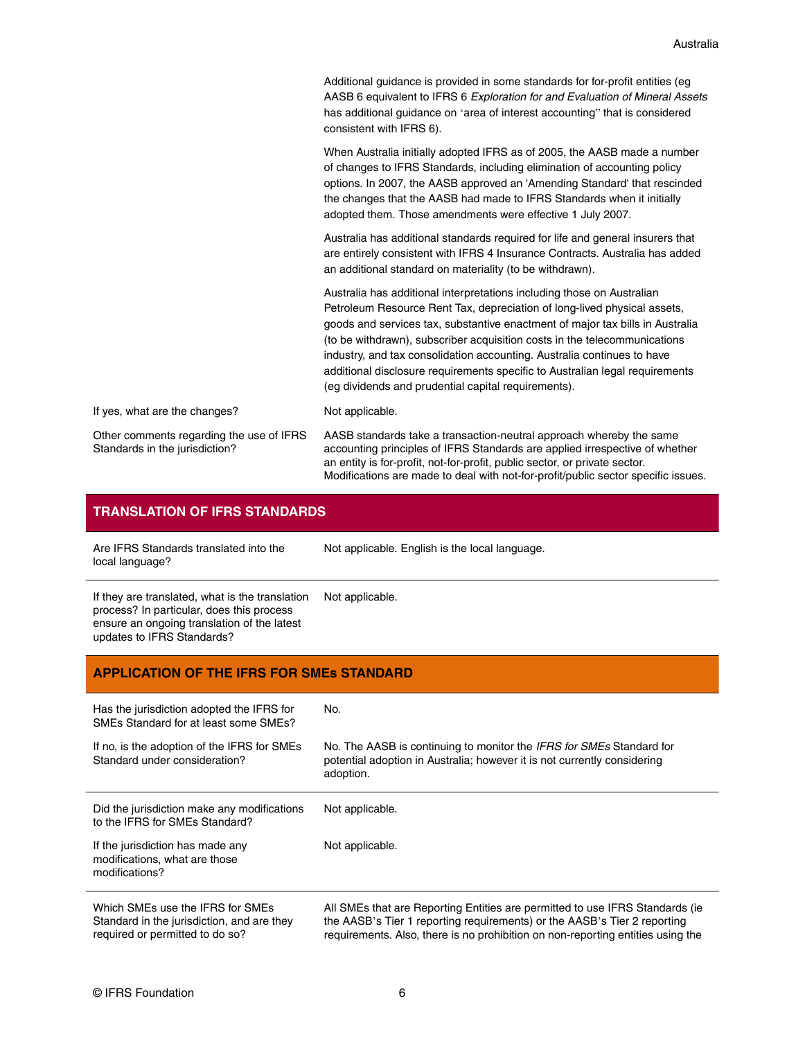Additional guidance is provided in some standards for for-profit entities (eg AASB 6 equivalent to IFRS 6 *Exploration for and Evaluation of Mineral Assets* has additional guidance on 'area of interest accounting'' that is considered consistent with IFRS 6).

When Australia initially adopted IFRS as of 2005, the AASB made a number of changes to IFRS Standards, including elimination of accounting policy options. In 2007, the AASB approved an 'Amending Standard' that rescinded the changes that the AASB had made to IFRS Standards when it initially adopted them. Those amendments were effective 1 July 2007.

Australia has additional standards required for life and general insurers that are entirely consistent with IFRS 4 Insurance Contracts. Australia has added an additional standard on materiality (to be withdrawn).

Australia has additional interpretations including those on Australian Petroleum Resource Rent Tax, depreciation of long-lived physical assets, goods and services tax, substantive enactment of major tax bills in Australia (to be withdrawn), subscriber acquisition costs in the telecommunications industry, and tax consolidation accounting. Australia continues to have additional disclosure requirements specific to Australian legal requirements (eg dividends and prudential capital requirements).

| | |
|---|---|
| If yes, what are the changes? | Not applicable. |
| Other comments regarding the use of IFRS Standards in the jurisdiction? | AASB standards take a transaction-neutral approach whereby the same accounting principles of IFRS Standards are applied irrespective of whether an entity is for-profit, not-for-profit, public sector, or private sector. Modifications are made to deal with not-for-profit/public sector specific issues. |

## TRANSLATION OF IFRS STANDARDS

| | |
|---|---|
| Are IFRS Standards translated into the local language? | Not applicable. English is the local language. |
| If they are translated, what is the translation process? In particular, does this process ensure an ongoing translation of the latest updates to IFRS Standards? | Not applicable. |

## APPLICATION OF THE IFRS FOR SMEs STANDARD

| | |
|---|---|
| Has the jurisdiction adopted the IFRS for SMEs Standard for at least some SMEs? | No. |
| If no, is the adoption of the IFRS for SMEs Standard under consideration? | No. The AASB is continuing to monitor the *IFRS for SMEs* Standard for potential adoption in Australia; however it is not currently considering adoption. |
| Did the jurisdiction make any modifications to the IFRS for SMEs Standard? | Not applicable. |
| If the jurisdiction has made any modifications, what are those modifications? | Not applicable. |
| Which SMEs use the IFRS for SMEs Standard in the jurisdiction, and are they required or permitted to do so? | All SMEs that are Reporting Entities are permitted to use IFRS Standards (ie the AASB's Tier 1 reporting requirements) or the AASB's Tier 2 reporting requirements. Also, there is no prohibition on non-reporting entities using the |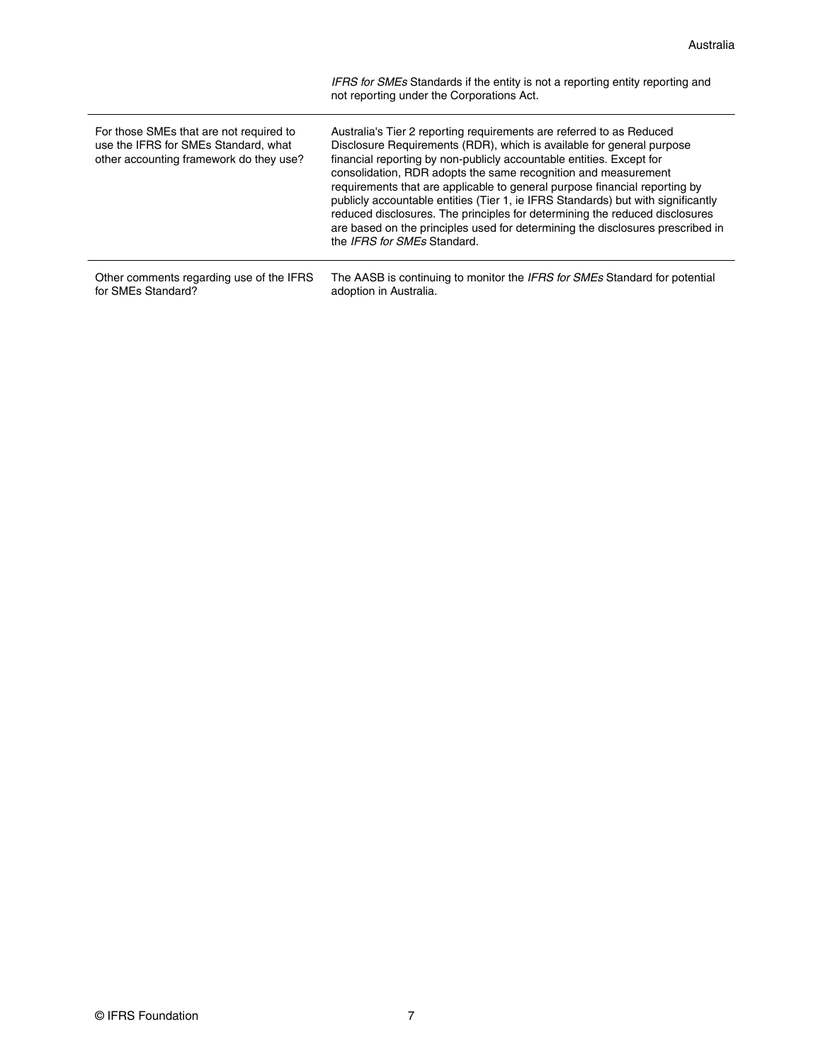| | |
|---|---|
| | *IFRS for SMEs* Standards if the entity is not a reporting entity reporting and not reporting under the Corporations Act. |
| For those SMEs that are not required to use the IFRS for SMEs Standard, what other accounting framework do they use? | Australia's Tier 2 reporting requirements are referred to as Reduced Disclosure Requirements (RDR), which is available for general purpose financial reporting by non-publicly accountable entities. Except for consolidation, RDR adopts the same recognition and measurement requirements that are applicable to general purpose financial reporting by publicly accountable entities (Tier 1, ie IFRS Standards) but with significantly reduced disclosures. The principles for determining the reduced disclosures are based on the principles used for determining the disclosures prescribed in the *IFRS for SMEs* Standard. |
| Other comments regarding use of the IFRS for SMEs Standard? | The AASB is continuing to monitor the *IFRS for SMEs* Standard for potential adoption in Australia. |